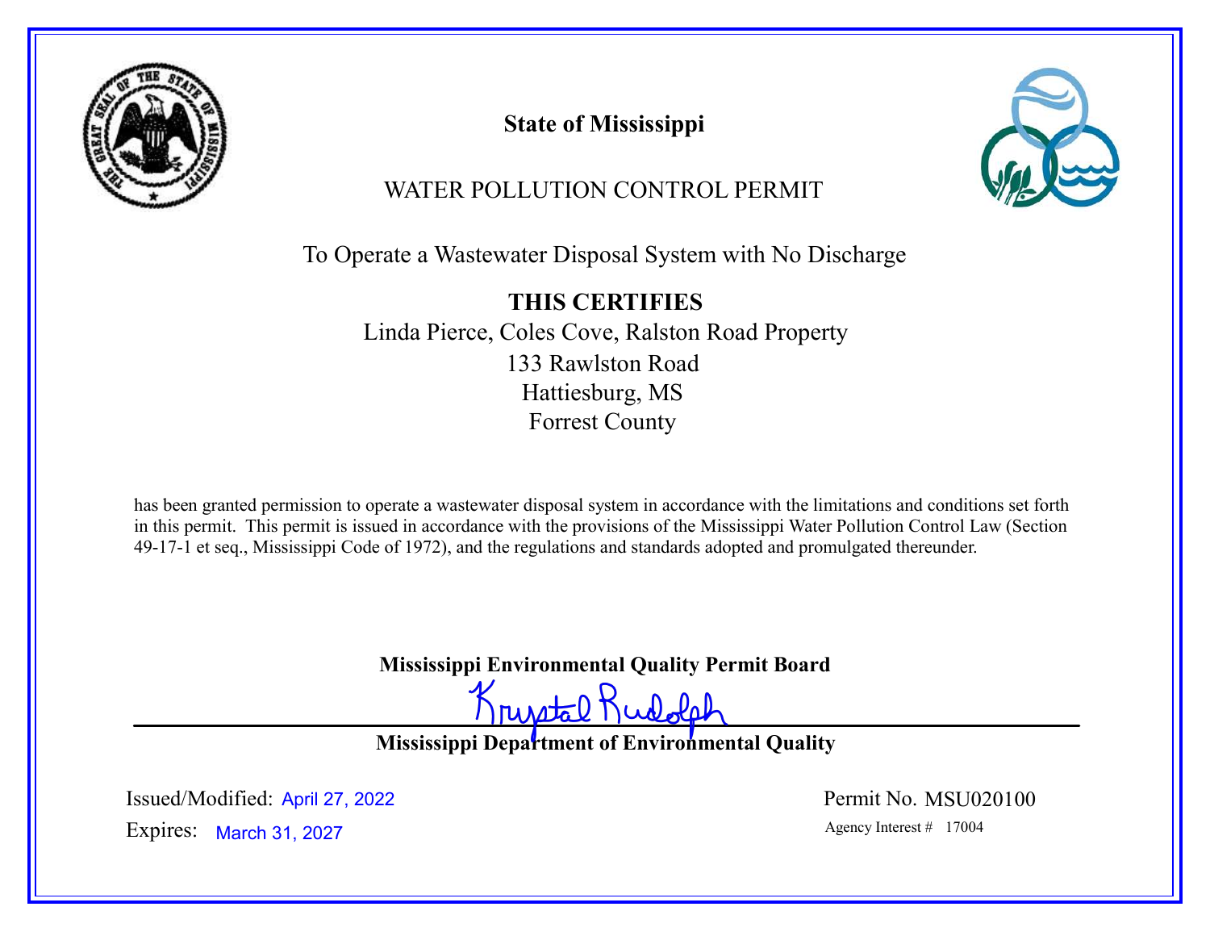# State of Mississippi

## WATER POLLUTION CONTROL PERMIT

To Operate a Wastewater Disposal System with No Discharge

**THIS CERTIFIES**

Linda Pierce, Coles Cove, Ralston Road Property
133 Rawlston Road
Hattiesburg, MS
Forrest County

has been granted permission to operate a wastewater disposal system in accordance with the limitations and conditions set forth in this permit. This permit is issued in accordance with the provisions of the Mississippi Water Pollution Control Law (Section 49-17-1 et seq., Mississippi Code of 1972), and the regulations and standards adopted and promulgated thereunder.

**Mississippi Environmental Quality Permit Board**

Krystal Rudolph

**Mississippi Department of Environmental Quality**

Issued/Modified: April 27, 2022

Expires: March 31, 2027

Permit No. MSU020100

Agency Interest # 17004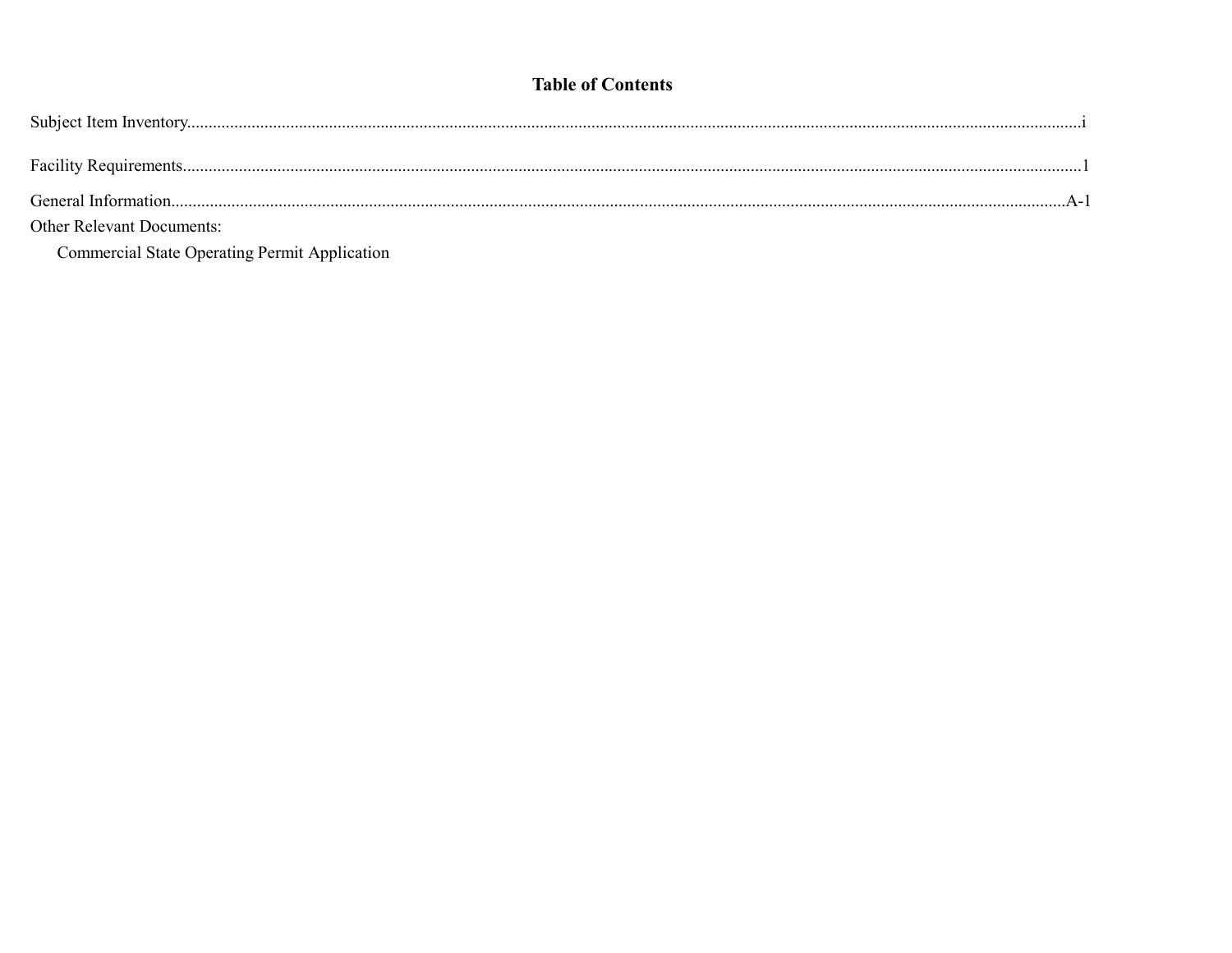# Table of Contents

Subject Item Inventory....................i

Facility Requirements....................1

General Information....................A-1

Other Relevant Documents:

- Commercial State Operating Permit Application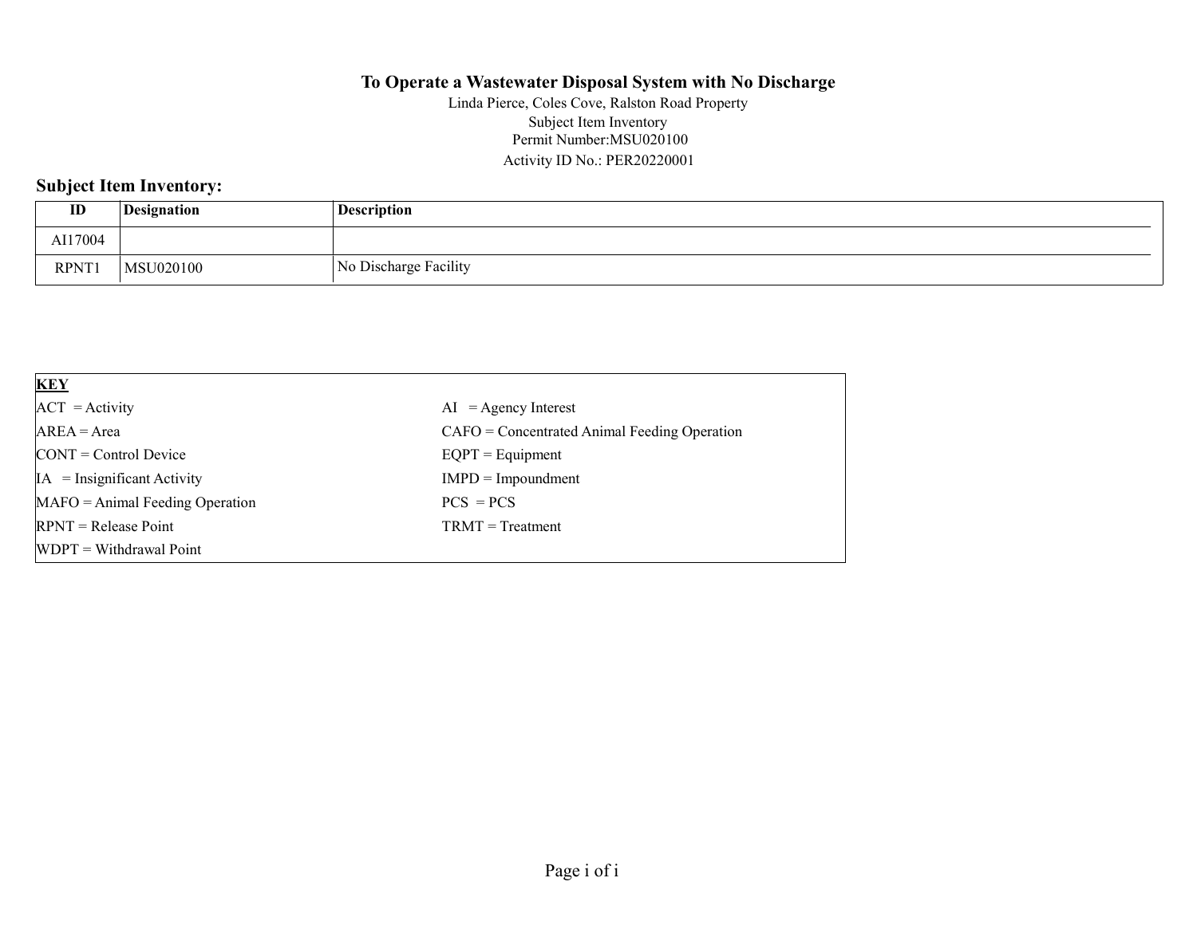# To Operate a Wastewater Disposal System with No Discharge

Linda Pierce, Coles Cove, Ralston Road Property
Subject Item Inventory
Permit Number:MSU020100
Activity ID No.: PER20220001

## Subject Item Inventory:

| ID | Designation | Description |
|---|---|---|
| AI17004 | | |
| RPNT1 | MSU020100 | No Discharge Facility |

| KEY | |
|---|---|
| ACT = Activity | AI = Agency Interest |
| AREA = Area | CAFO = Concentrated Animal Feeding Operation |
| CONT = Control Device | EQPT = Equipment |
| IA = Insignificant Activity | IMPD = Impoundment |
| MAFO = Animal Feeding Operation | PCS = PCS |
| RPNT = Release Point | TRMT = Treatment |
| WDPT = Withdrawal Point | |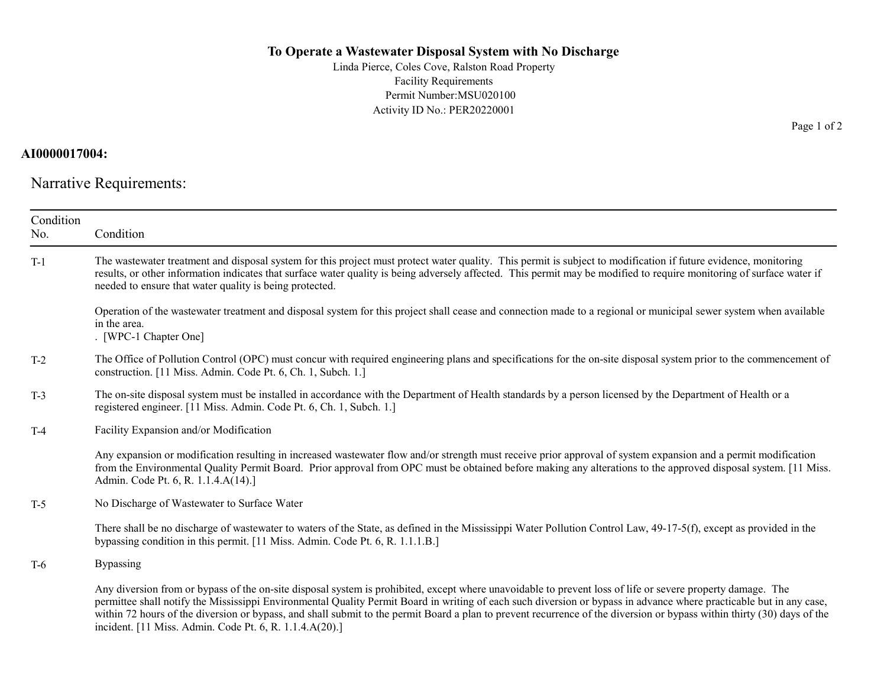**To Operate a Wastewater Disposal System with No Discharge**
Linda Pierce, Coles Cove, Ralston Road Property
Facility Requirements
Permit Number:MSU020100
Activity ID No.: PER20220001

**AI0000017004:**

## Narrative Requirements:

| Condition No. | Condition |
|---|---|
| T-1 | The wastewater treatment and disposal system for this project must protect water quality. This permit is subject to modification if future evidence, monitoring results, or other information indicates that surface water quality is being adversely affected. This permit may be modified to require monitoring of surface water if needed to ensure that water quality is being protected.<br><br>Operation of the wastewater treatment and disposal system for this project shall cease and connection made to a regional or municipal sewer system when available in the area.<br>. [WPC-1 Chapter One] |
| T-2 | The Office of Pollution Control (OPC) must concur with required engineering plans and specifications for the on-site disposal system prior to the commencement of construction. [11 Miss. Admin. Code Pt. 6, Ch. 1, Subch. 1.] |
| T-3 | The on-site disposal system must be installed in accordance with the Department of Health standards by a person licensed by the Department of Health or a registered engineer. [11 Miss. Admin. Code Pt. 6, Ch. 1, Subch. 1.] |
| T-4 | Facility Expansion and/or Modification<br><br>Any expansion or modification resulting in increased wastewater flow and/or strength must receive prior approval of system expansion and a permit modification from the Environmental Quality Permit Board. Prior approval from OPC must be obtained before making any alterations to the approved disposal system. [11 Miss. Admin. Code Pt. 6, R. 1.1.4.A(14).] |
| T-5 | No Discharge of Wastewater to Surface Water<br><br>There shall be no discharge of wastewater to waters of the State, as defined in the Mississippi Water Pollution Control Law, 49-17-5(f), except as provided in the bypassing condition in this permit. [11 Miss. Admin. Code Pt. 6, R. 1.1.1.B.] |
| T-6 | Bypassing<br><br>Any diversion from or bypass of the on-site disposal system is prohibited, except where unavoidable to prevent loss of life or severe property damage. The permittee shall notify the Mississippi Environmental Quality Permit Board in writing of each such diversion or bypass in advance where practicable but in any case, within 72 hours of the diversion or bypass, and shall submit to the permit Board a plan to prevent recurrence of the diversion or bypass within thirty (30) days of the incident. [11 Miss. Admin. Code Pt. 6, R. 1.1.4.A(20).] |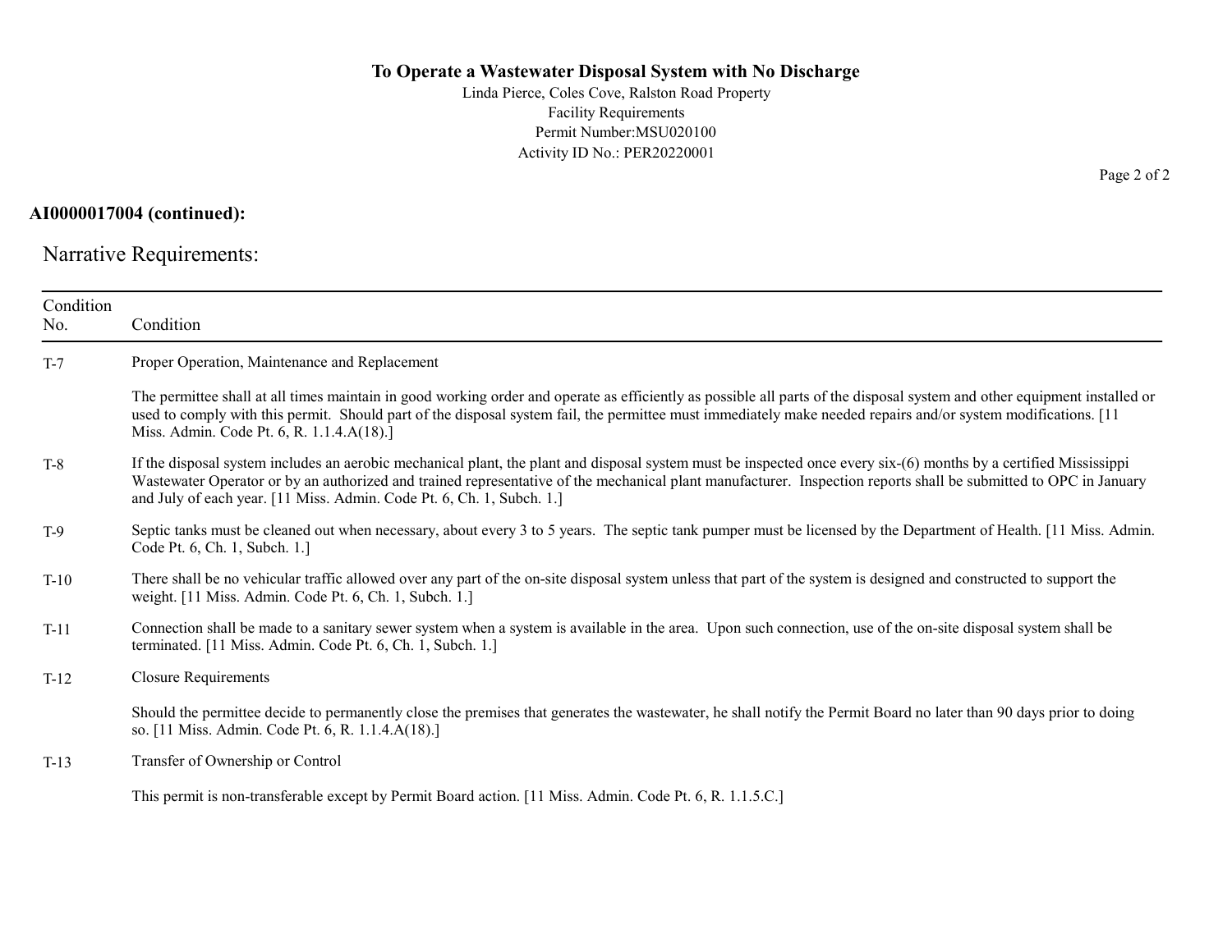**AI0000017004 (continued):**

## Narrative Requirements:

| Condition No. | Condition |
|---|---|
| T-7 | Proper Operation, Maintenance and Replacement<br><br>The permittee shall at all times maintain in good working order and operate as efficiently as possible all parts of the disposal system and other equipment installed or used to comply with this permit. Should part of the disposal system fail, the permittee must immediately make needed repairs and/or system modifications. [11 Miss. Admin. Code Pt. 6, R. 1.1.4.A(18).] |
| T-8 | If the disposal system includes an aerobic mechanical plant, the plant and disposal system must be inspected once every six-(6) months by a certified Mississippi Wastewater Operator or by an authorized and trained representative of the mechanical plant manufacturer. Inspection reports shall be submitted to OPC in January and July of each year. [11 Miss. Admin. Code Pt. 6, Ch. 1, Subch. 1.] |
| T-9 | Septic tanks must be cleaned out when necessary, about every 3 to 5 years. The septic tank pumper must be licensed by the Department of Health. [11 Miss. Admin. Code Pt. 6, Ch. 1, Subch. 1.] |
| T-10 | There shall be no vehicular traffic allowed over any part of the on-site disposal system unless that part of the system is designed and constructed to support the weight. [11 Miss. Admin. Code Pt. 6, Ch. 1, Subch. 1.] |
| T-11 | Connection shall be made to a sanitary sewer system when a system is available in the area. Upon such connection, use of the on-site disposal system shall be terminated. [11 Miss. Admin. Code Pt. 6, Ch. 1, Subch. 1.] |
| T-12 | Closure Requirements<br><br>Should the permittee decide to permanently close the premises that generates the wastewater, he shall notify the Permit Board no later than 90 days prior to doing so. [11 Miss. Admin. Code Pt. 6, R. 1.1.4.A(18).] |
| T-13 | Transfer of Ownership or Control<br><br>This permit is non-transferable except by Permit Board action. [11 Miss. Admin. Code Pt. 6, R. 1.1.5.C.] |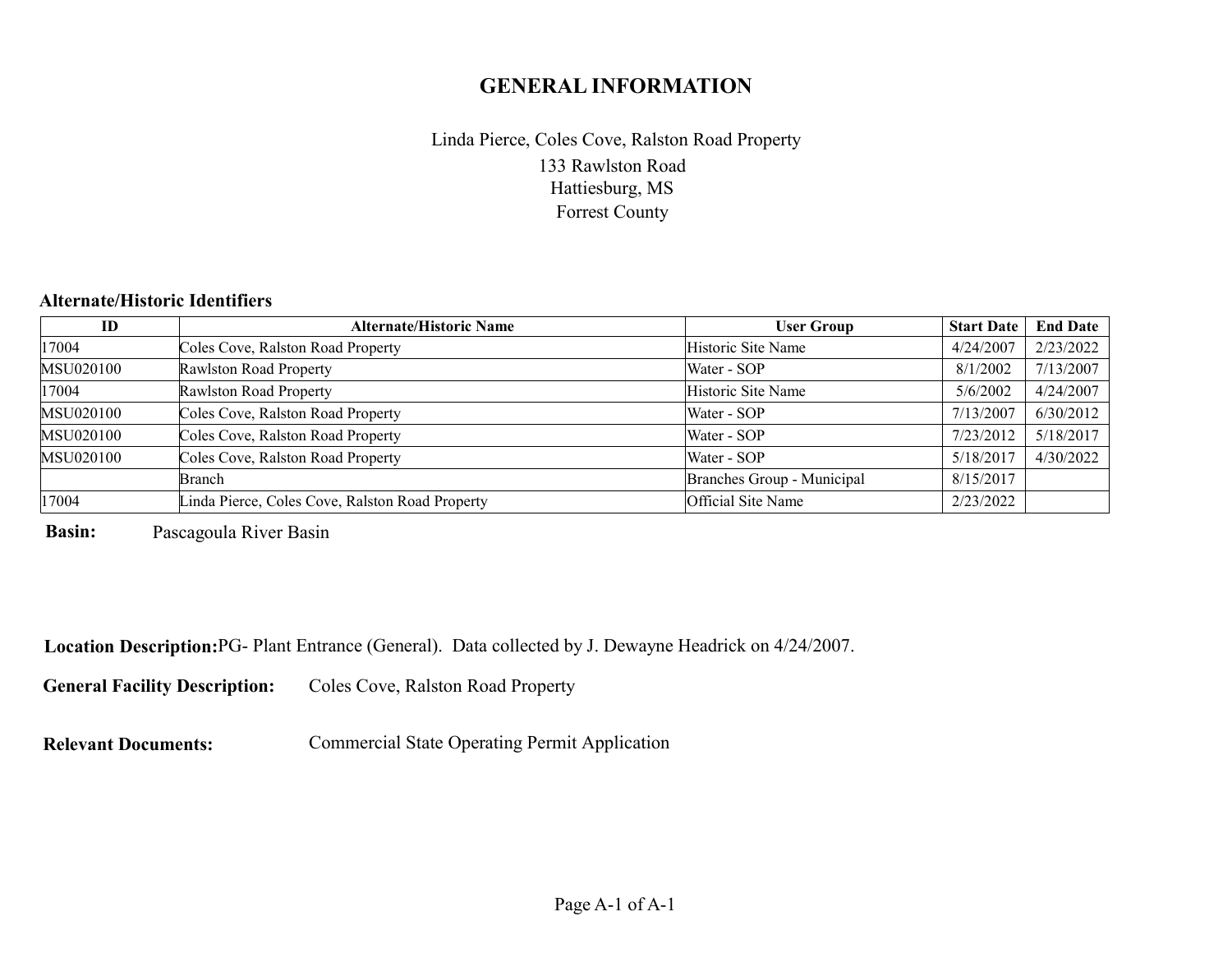# GENERAL INFORMATION

Linda Pierce, Coles Cove, Ralston Road Property
133 Rawlston Road
Hattiesburg, MS
Forrest County

### Alternate/Historic Identifiers

| ID | Alternate/Historic Name | User Group | Start Date | End Date |
|---|---|---|---|---|
| 17004 | Coles Cove, Ralston Road Property | Historic Site Name | 4/24/2007 | 2/23/2022 |
| MSU020100 | Rawlston Road Property | Water - SOP | 8/1/2002 | 7/13/2007 |
| 17004 | Rawlston Road Property | Historic Site Name | 5/6/2002 | 4/24/2007 |
| MSU020100 | Coles Cove, Ralston Road Property | Water - SOP | 7/13/2007 | 6/30/2012 |
| MSU020100 | Coles Cove, Ralston Road Property | Water - SOP | 7/23/2012 | 5/18/2017 |
| MSU020100 | Coles Cove, Ralston Road Property | Water - SOP | 5/18/2017 | 4/30/2022 |
| | Branch | Branches Group - Municipal | 8/15/2017 | |
| 17004 | Linda Pierce, Coles Cove, Ralston Road Property | Official Site Name | 2/23/2022 | |

**Basin:** Pascagoula River Basin

**Location Description:** PG- Plant Entrance (General). Data collected by J. Dewayne Headrick on 4/24/2007.

**General Facility Description:** Coles Cove, Ralston Road Property

**Relevant Documents:** Commercial State Operating Permit Application